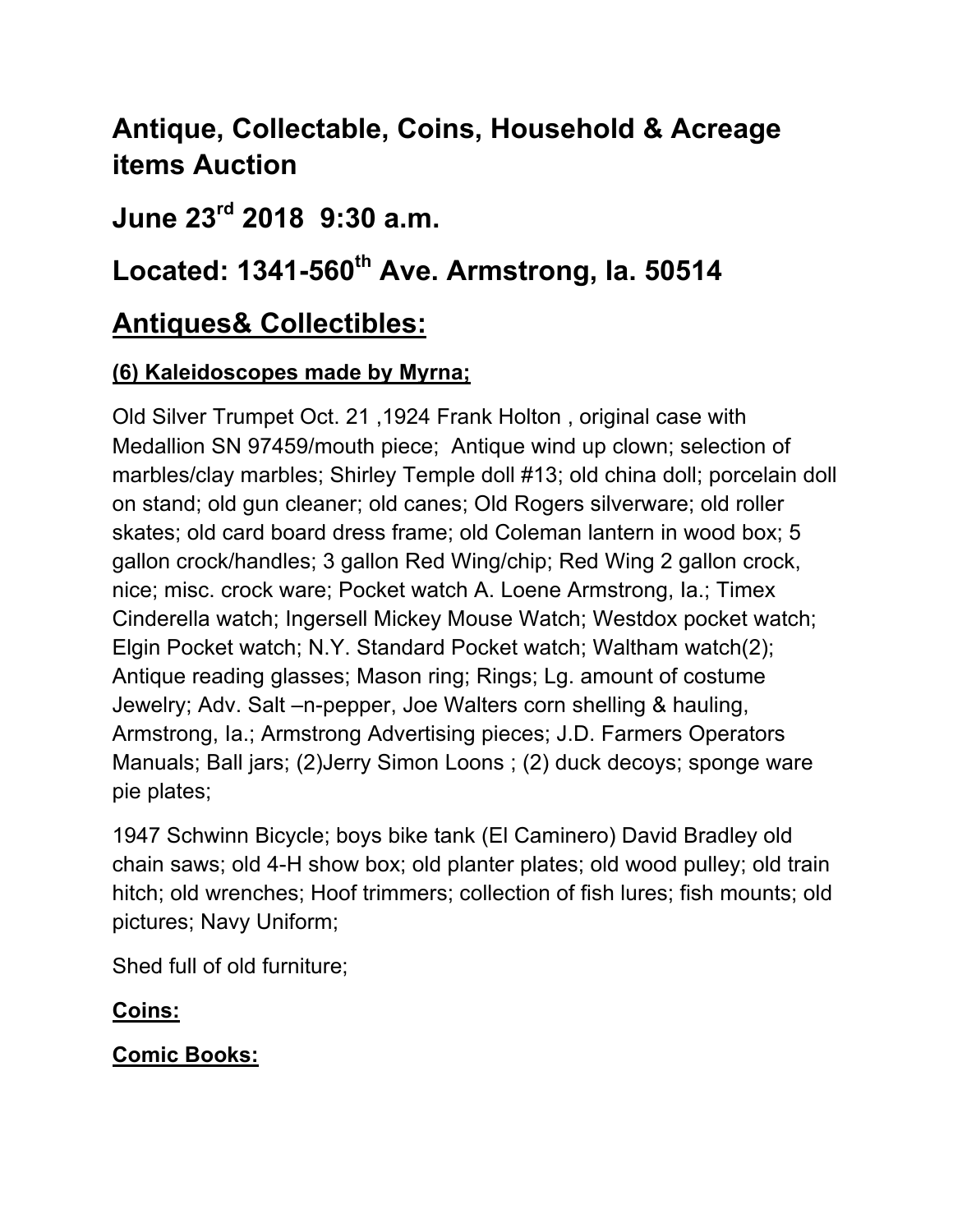# Antique, Collectable, Coins, Household & Acreage items Auction

# June 23rd 2018  9:30 a.m.

# Located: 1341-560th Ave. Armstrong, Ia. 50514

## Antiques& Collectibles:

### (6) Kaleidoscopes made by Myrna;

Old Silver Trumpet Oct. 21 ,1924 Frank Holton , original case with Medallion SN 97459/mouth piece;  Antique wind up clown; selection of marbles/clay marbles; Shirley Temple doll #13; old china doll; porcelain doll on stand; old gun cleaner; old canes; Old Rogers silverware; old roller skates; old card board dress frame; old Coleman lantern in wood box; 5 gallon crock/handles; 3 gallon Red Wing/chip; Red Wing 2 gallon crock, nice; misc. crock ware; Pocket watch A. Loene Armstrong, Ia.; Timex Cinderella watch; Ingersell Mickey Mouse Watch; Westdox pocket watch; Elgin Pocket watch; N.Y. Standard Pocket watch; Waltham watch(2); Antique reading glasses; Mason ring; Rings; Lg. amount of costume Jewelry; Adv. Salt –n-pepper, Joe Walters corn shelling & hauling, Armstrong, Ia.; Armstrong Advertising pieces; J.D. Farmers Operators Manuals; Ball jars; (2)Jerry Simon Loons ; (2) duck decoys; sponge ware pie plates;

1947 Schwinn Bicycle; boys bike tank (El Caminero) David Bradley old chain saws; old 4-H show box; old planter plates; old wood pulley; old train hitch; old wrenches; Hoof trimmers; collection of fish lures; fish mounts; old pictures; Navy Uniform;

Shed full of old furniture;

### Coins:

### Comic Books: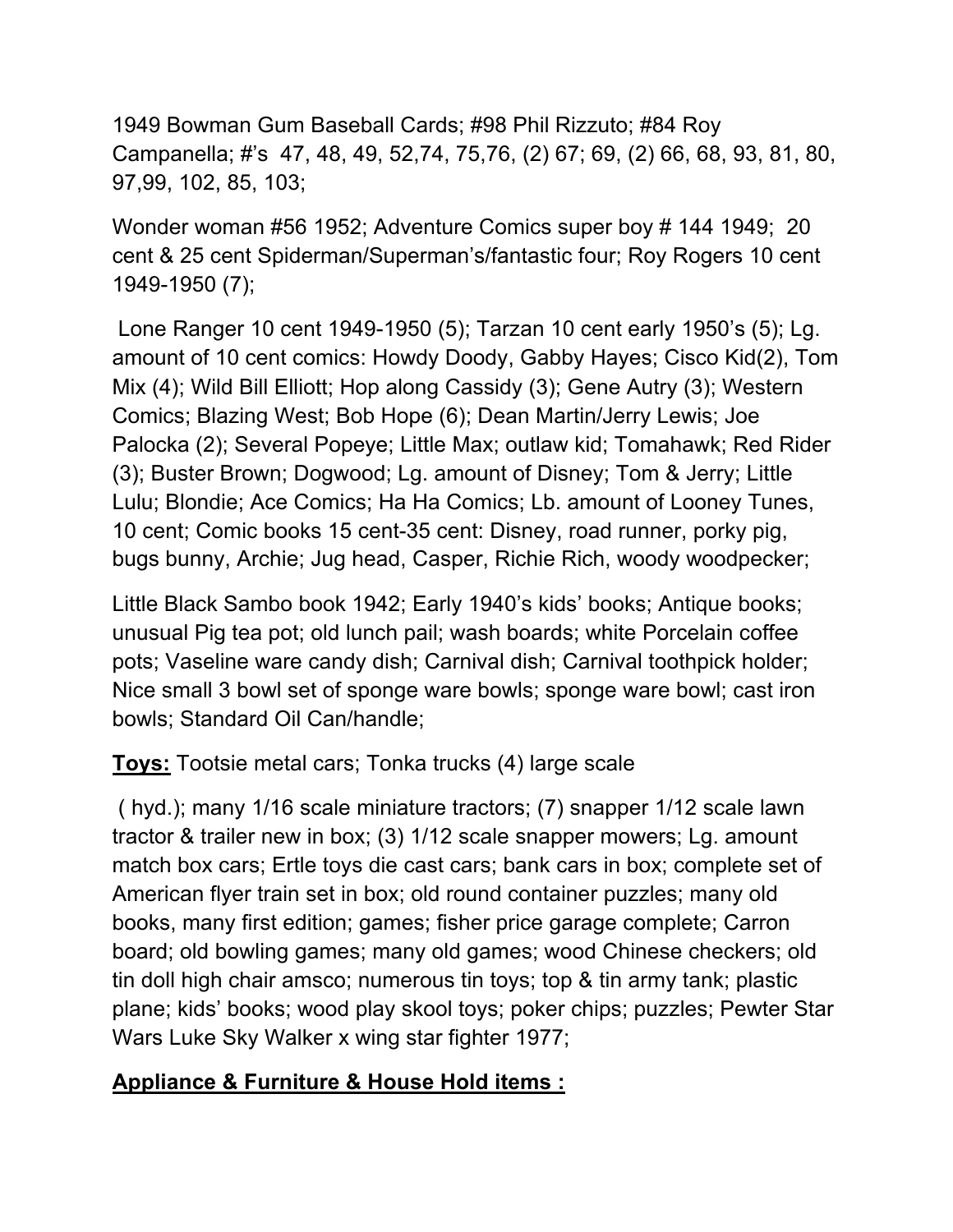1949 Bowman Gum Baseball Cards; #98 Phil Rizzuto; #84 Roy Campanella; #'s 47, 48, 49, 52,74, 75,76, (2) 67; 69, (2) 66, 68, 93, 81, 80, 97,99, 102, 85, 103;

Wonder woman #56 1952; Adventure Comics super boy # 144 1949; 20 cent & 25 cent Spiderman/Superman's/fantastic four; Roy Rogers 10 cent 1949-1950 (7);

Lone Ranger 10 cent 1949-1950 (5); Tarzan 10 cent early 1950's (5); Lg. amount of 10 cent comics: Howdy Doody, Gabby Hayes; Cisco Kid(2), Tom Mix (4); Wild Bill Elliott; Hop along Cassidy (3); Gene Autry (3); Western Comics; Blazing West; Bob Hope (6); Dean Martin/Jerry Lewis; Joe Palocka (2); Several Popeye; Little Max; outlaw kid; Tomahawk; Red Rider (3); Buster Brown; Dogwood; Lg. amount of Disney; Tom & Jerry; Little Lulu; Blondie; Ace Comics; Ha Ha Comics; Lb. amount of Looney Tunes, 10 cent; Comic books 15 cent-35 cent: Disney, road runner, porky pig, bugs bunny, Archie; Jug head, Casper, Richie Rich, woody woodpecker;

Little Black Sambo book 1942; Early 1940's kids' books; Antique books; unusual Pig tea pot; old lunch pail; wash boards; white Porcelain coffee pots; Vaseline ware candy dish; Carnival dish; Carnival toothpick holder; Nice small 3 bowl set of sponge ware bowls; sponge ware bowl; cast iron bowls; Standard Oil Can/handle;

**Toys:** Tootsie metal cars; Tonka trucks (4) large scale

( hyd.); many 1/16 scale miniature tractors; (7) snapper 1/12 scale lawn tractor & trailer new in box; (3) 1/12 scale snapper mowers; Lg. amount match box cars; Ertle toys die cast cars; bank cars in box; complete set of American flyer train set in box; old round container puzzles; many old books, many first edition; games; fisher price garage complete; Carron board; old bowling games; many old games; wood Chinese checkers; old tin doll high chair amsco; numerous tin toys; top & tin army tank; plastic plane; kids' books; wood play skool toys; poker chips; puzzles; Pewter Star Wars Luke Sky Walker x wing star fighter 1977;

**Appliance & Furniture & House Hold items :**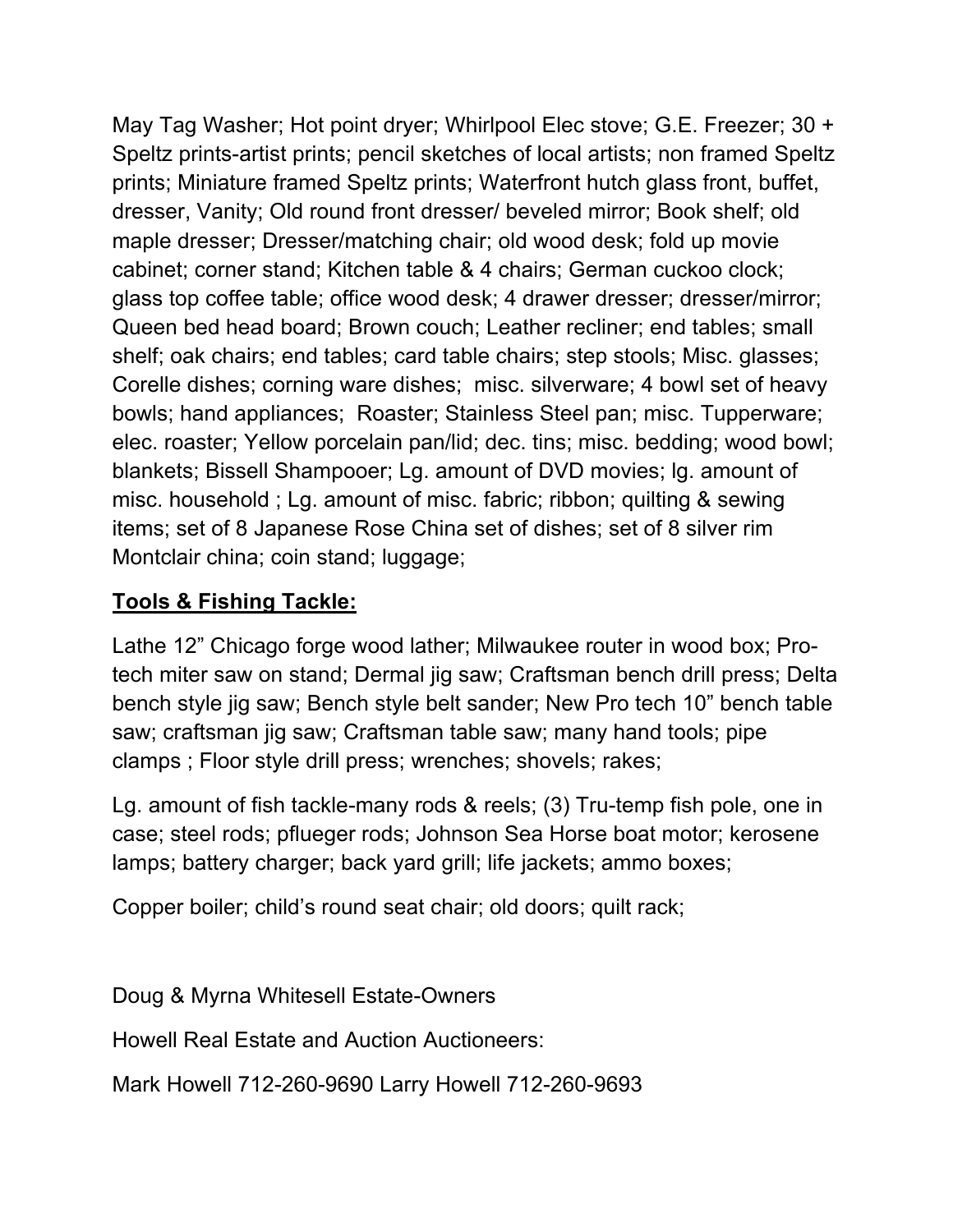May Tag Washer; Hot point dryer; Whirlpool Elec stove; G.E. Freezer; 30 + Speltz prints-artist prints; pencil sketches of local artists; non framed Speltz prints; Miniature framed Speltz prints; Waterfront hutch glass front, buffet, dresser, Vanity; Old round front dresser/ beveled mirror; Book shelf; old maple dresser; Dresser/matching chair; old wood desk; fold up movie cabinet; corner stand; Kitchen table & 4 chairs; German cuckoo clock; glass top coffee table; office wood desk; 4 drawer dresser; dresser/mirror; Queen bed head board; Brown couch; Leather recliner; end tables; small shelf; oak chairs; end tables; card table chairs; step stools; Misc. glasses; Corelle dishes; corning ware dishes; misc. silverware; 4 bowl set of heavy bowls; hand appliances; Roaster; Stainless Steel pan; misc. Tupperware; elec. roaster; Yellow porcelain pan/lid; dec. tins; misc. bedding; wood bowl; blankets; Bissell Shampooer; Lg. amount of DVD movies; lg. amount of misc. household ; Lg. amount of misc. fabric; ribbon; quilting & sewing items; set of 8 Japanese Rose China set of dishes; set of 8 silver rim Montclair china; coin stand; luggage;

**Tools & Fishing Tackle:**

Lathe 12" Chicago forge wood lather; Milwaukee router in wood box; Pro-tech miter saw on stand; Dermal jig saw; Craftsman bench drill press; Delta bench style jig saw; Bench style belt sander; New Pro tech 10" bench table saw; craftsman jig saw; Craftsman table saw; many hand tools; pipe clamps ; Floor style drill press; wrenches; shovels; rakes;

Lg. amount of fish tackle-many rods & reels; (3) Tru-temp fish pole, one in case; steel rods; pflueger rods; Johnson Sea Horse boat motor; kerosene lamps; battery charger; back yard grill; life jackets; ammo boxes;

Copper boiler; child's round seat chair; old doors; quilt rack;

Doug & Myrna Whitesell Estate-Owners

Howell Real Estate and Auction Auctioneers:

Mark Howell 712-260-9690 Larry Howell 712-260-9693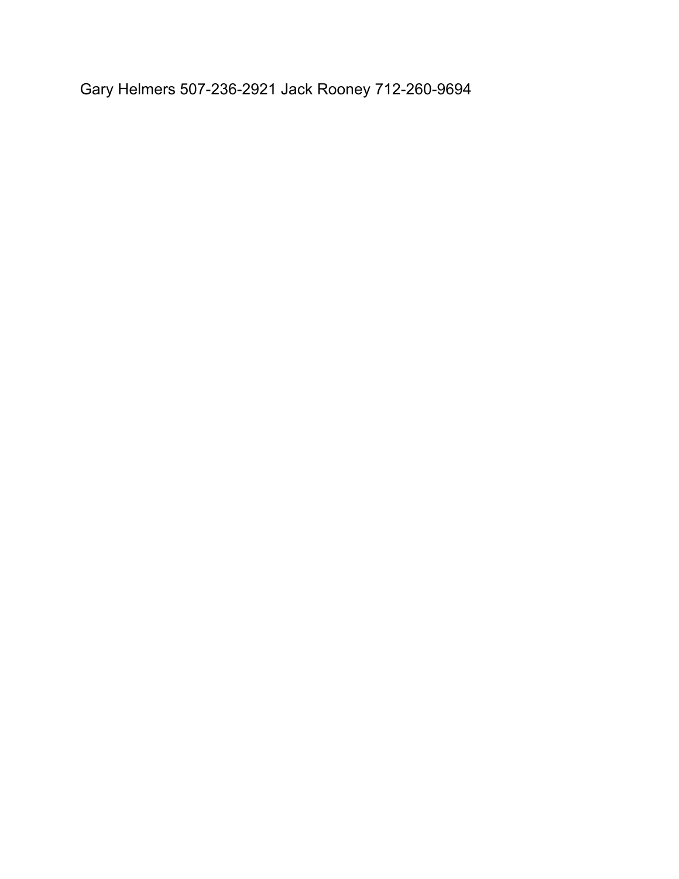Gary Helmers 507-236-2921 Jack Rooney 712-260-9694